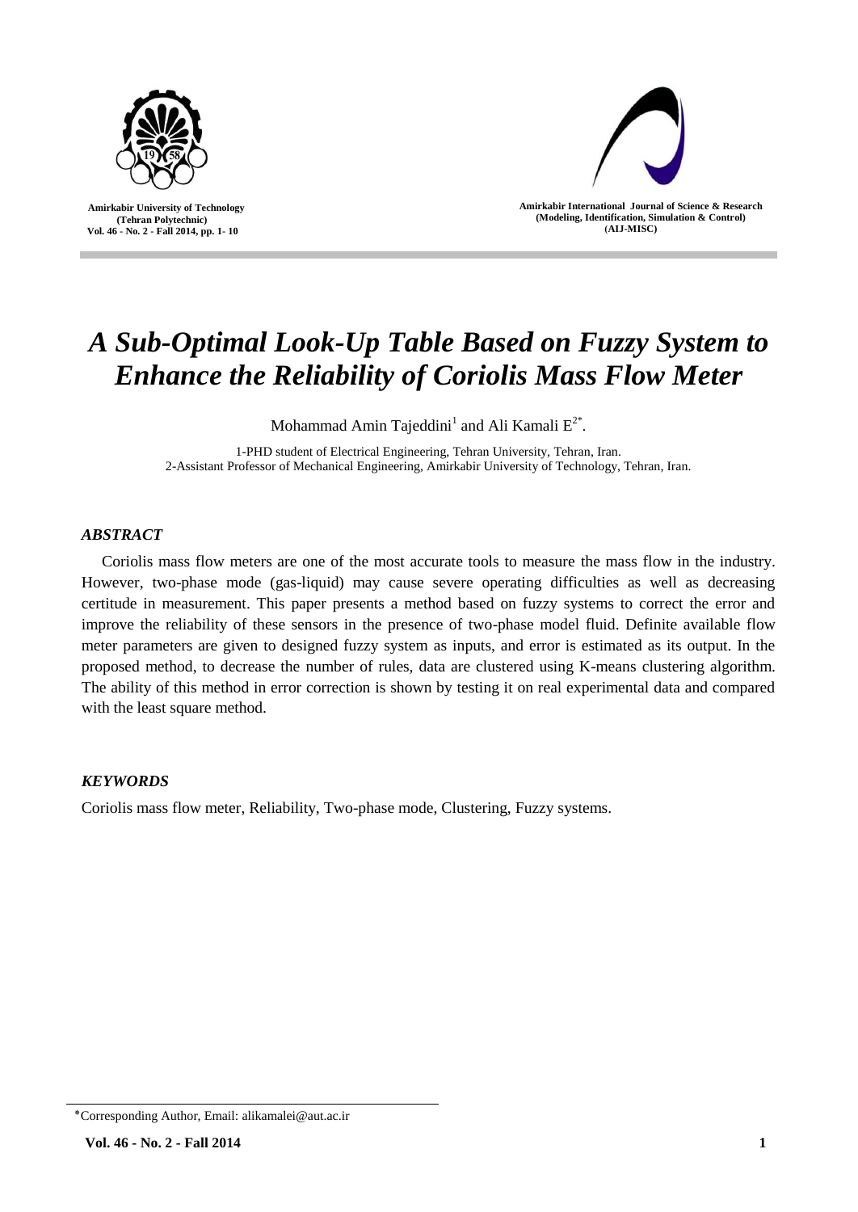# *A Sub-Optimal Look-Up Table Based on Fuzzy System to Enhance the Reliability of Coriolis Mass Flow Meter*

Mohammad Amin Tajeddini[1] and Ali Kamali E[2*].

1-PHD student of Electrical Engineering, Tehran University, Tehran, Iran.
2-Assistant Professor of Mechanical Engineering, Amirkabir University of Technology, Tehran, Iran.

### *ABSTRACT*

Coriolis mass flow meters are one of the most accurate tools to measure the mass flow in the industry. However, two-phase mode (gas-liquid) may cause severe operating difficulties as well as decreasing certitude in measurement. This paper presents a method based on fuzzy systems to correct the error and improve the reliability of these sensors in the presence of two-phase model fluid. Definite available flow meter parameters are given to designed fuzzy system as inputs, and error is estimated as its output. In the proposed method, to decrease the number of rules, data are clustered using K-means clustering algorithm. The ability of this method in error correction is shown by testing it on real experimental data and compared with the least square method.

### *KEYWORDS*

Coriolis mass flow meter, Reliability, Two-phase mode, Clustering, Fuzzy systems.

---

*Corresponding Author, Email: alikamalei@aut.ac.ir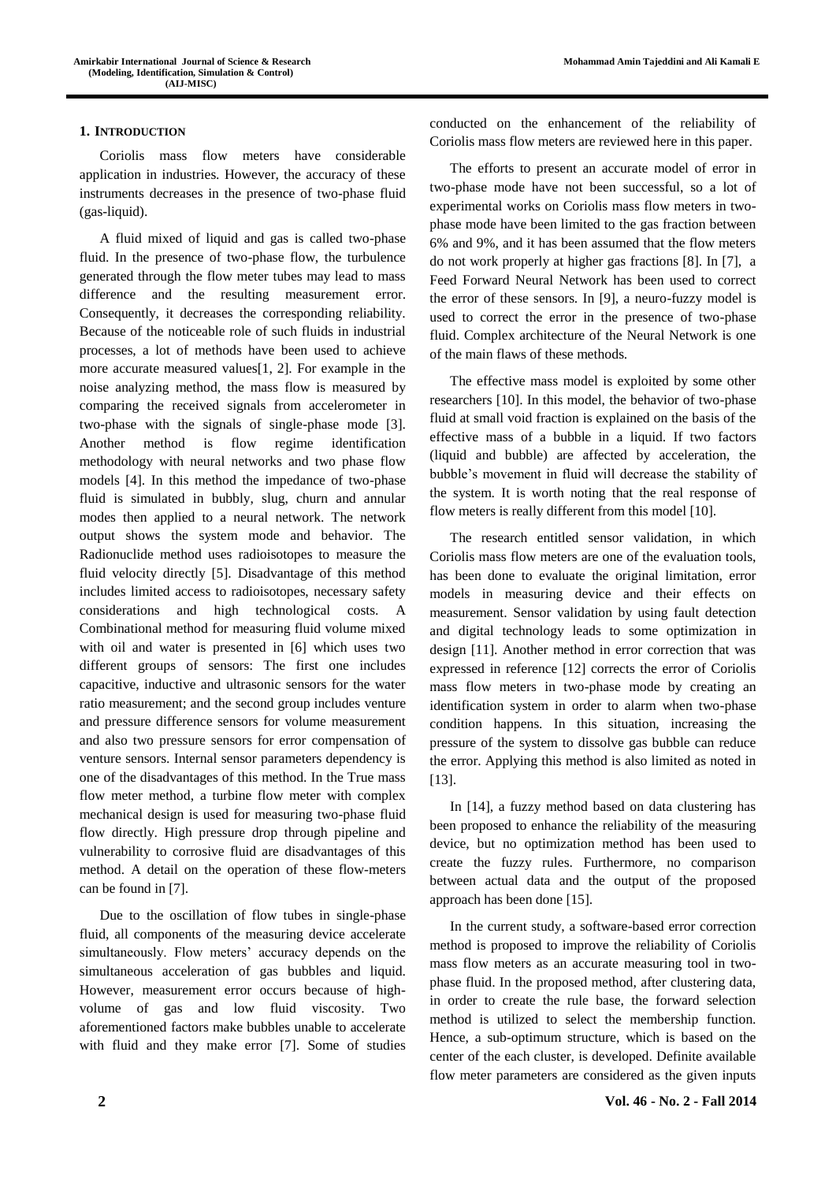## 1. Introduction

Coriolis mass flow meters have considerable application in industries. However, the accuracy of these instruments decreases in the presence of two-phase fluid (gas-liquid).

A fluid mixed of liquid and gas is called two-phase fluid. In the presence of two-phase flow, the turbulence generated through the flow meter tubes may lead to mass difference and the resulting measurement error. Consequently, it decreases the corresponding reliability. Because of the noticeable role of such fluids in industrial processes, a lot of methods have been used to achieve more accurate measured values[1, 2]. For example in the noise analyzing method, the mass flow is measured by comparing the received signals from accelerometer in two-phase with the signals of single-phase mode [3]. Another method is flow regime identification methodology with neural networks and two phase flow models [4]. In this method the impedance of two-phase fluid is simulated in bubbly, slug, churn and annular modes then applied to a neural network. The network output shows the system mode and behavior. The Radionuclide method uses radioisotopes to measure the fluid velocity directly [5]. Disadvantage of this method includes limited access to radioisotopes, necessary safety considerations and high technological costs. A Combinational method for measuring fluid volume mixed with oil and water is presented in [6] which uses two different groups of sensors: The first one includes capacitive, inductive and ultrasonic sensors for the water ratio measurement; and the second group includes venture and pressure difference sensors for volume measurement and also two pressure sensors for error compensation of venture sensors. Internal sensor parameters dependency is one of the disadvantages of this method. In the True mass flow meter method, a turbine flow meter with complex mechanical design is used for measuring two-phase fluid flow directly. High pressure drop through pipeline and vulnerability to corrosive fluid are disadvantages of this method. A detail on the operation of these flow-meters can be found in [7].

Due to the oscillation of flow tubes in single-phase fluid, all components of the measuring device accelerate simultaneously. Flow meters' accuracy depends on the simultaneous acceleration of gas bubbles and liquid. However, measurement error occurs because of high-volume of gas and low fluid viscosity. Two aforementioned factors make bubbles unable to accelerate with fluid and they make error [7]. Some of studies conducted on the enhancement of the reliability of Coriolis mass flow meters are reviewed here in this paper.

The efforts to present an accurate model of error in two-phase mode have not been successful, so a lot of experimental works on Coriolis mass flow meters in two-phase mode have been limited to the gas fraction between 6% and 9%, and it has been assumed that the flow meters do not work properly at higher gas fractions [8]. In [7], a Feed Forward Neural Network has been used to correct the error of these sensors. In [9], a neuro-fuzzy model is used to correct the error in the presence of two-phase fluid. Complex architecture of the Neural Network is one of the main flaws of these methods.

The effective mass model is exploited by some other researchers [10]. In this model, the behavior of two-phase fluid at small void fraction is explained on the basis of the effective mass of a bubble in a liquid. If two factors (liquid and bubble) are affected by acceleration, the bubble's movement in fluid will decrease the stability of the system. It is worth noting that the real response of flow meters is really different from this model [10].

The research entitled sensor validation, in which Coriolis mass flow meters are one of the evaluation tools, has been done to evaluate the original limitation, error models in measuring device and their effects on measurement. Sensor validation by using fault detection and digital technology leads to some optimization in design [11]. Another method in error correction that was expressed in reference [12] corrects the error of Coriolis mass flow meters in two-phase mode by creating an identification system in order to alarm when two-phase condition happens. In this situation, increasing the pressure of the system to dissolve gas bubble can reduce the error. Applying this method is also limited as noted in [13].

In [14], a fuzzy method based on data clustering has been proposed to enhance the reliability of the measuring device, but no optimization method has been used to create the fuzzy rules. Furthermore, no comparison between actual data and the output of the proposed approach has been done [15].

In the current study, a software-based error correction method is proposed to improve the reliability of Coriolis mass flow meters as an accurate measuring tool in two-phase fluid. In the proposed method, after clustering data, in order to create the rule base, the forward selection method is utilized to select the membership function. Hence, a sub-optimum structure, which is based on the center of the each cluster, is developed. Definite available flow meter parameters are considered as the given inputs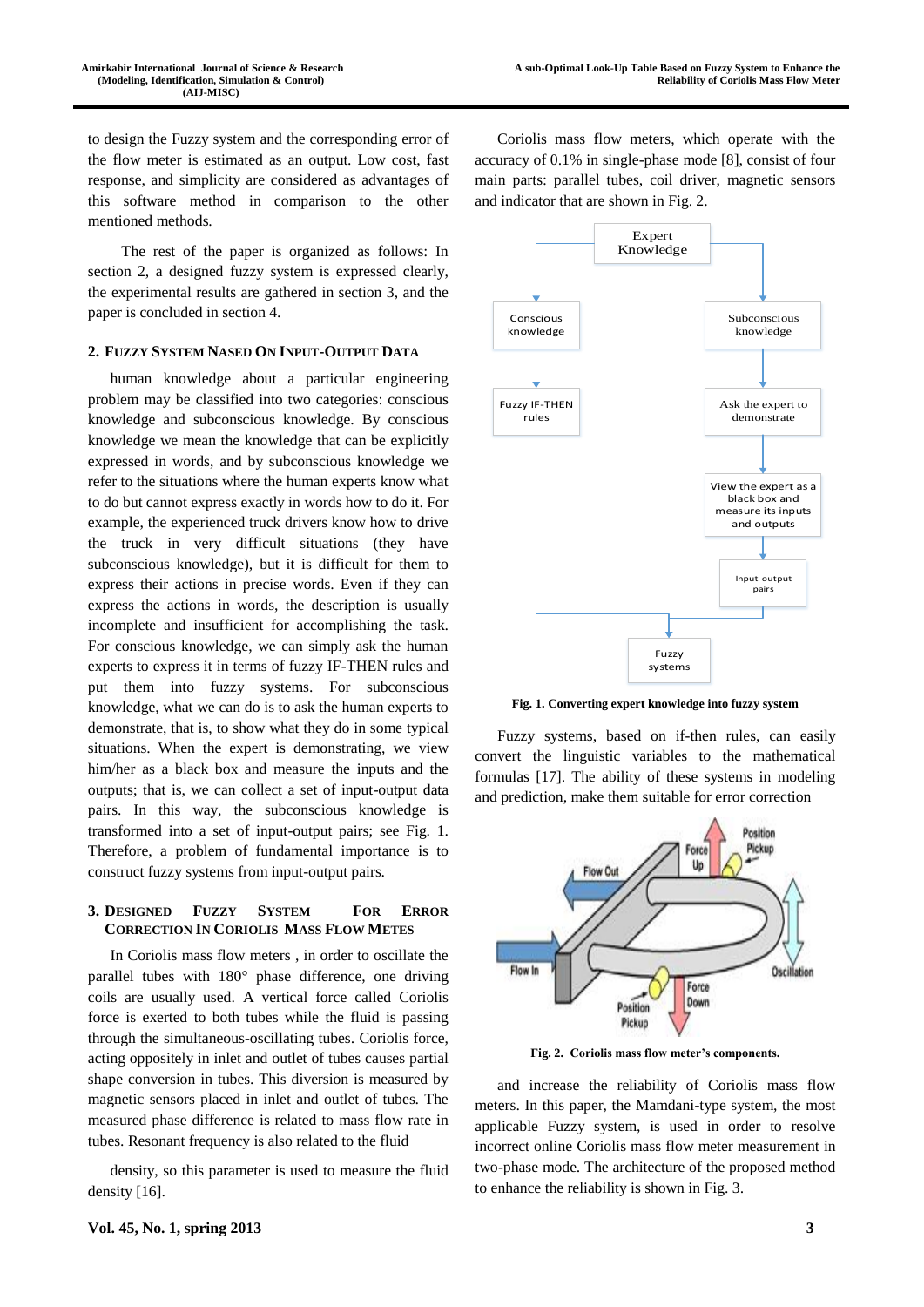to design the Fuzzy system and the corresponding error of the flow meter is estimated as an output. Low cost, fast response, and simplicity are considered as advantages of this software method in comparison to the other mentioned methods.

The rest of the paper is organized as follows: In section 2, a designed fuzzy system is expressed clearly, the experimental results are gathered in section 3, and the paper is concluded in section 4.

## 2. Fuzzy System Nased On Input-Output Data

human knowledge about a particular engineering problem may be classified into two categories: conscious knowledge and subconscious knowledge. By conscious knowledge we mean the knowledge that can be explicitly expressed in words, and by subconscious knowledge we refer to the situations where the human experts know what to do but cannot express exactly in words how to do it. For example, the experienced truck drivers know how to drive the truck in very difficult situations (they have subconscious knowledge), but it is difficult for them to express their actions in precise words. Even if they can express the actions in words, the description is usually incomplete and insufficient for accomplishing the task. For conscious knowledge, we can simply ask the human experts to express it in terms of fuzzy IF-THEN rules and put them into fuzzy systems. For subconscious knowledge, what we can do is to ask the human experts to demonstrate, that is, to show what they do in some typical situations. When the expert is demonstrating, we view him/her as a black box and measure the inputs and the outputs; that is, we can collect a set of input-output data pairs. In this way, the subconscious knowledge is transformed into a set of input-output pairs; see Fig. 1. Therefore, a problem of fundamental importance is to construct fuzzy systems from input-output pairs.

## 3. Designed Fuzzy System For Error Correction In Coriolis Mass Flow Metes

In Coriolis mass flow meters , in order to oscillate the parallel tubes with 180° phase difference, one driving coils are usually used. A vertical force called Coriolis force is exerted to both tubes while the fluid is passing through the simultaneous-oscillating tubes. Coriolis force, acting oppositely in inlet and outlet of tubes causes partial shape conversion in tubes. This diversion is measured by magnetic sensors placed in inlet and outlet of tubes. The measured phase difference is related to mass flow rate in tubes. Resonant frequency is also related to the fluid density, so this parameter is used to measure the fluid density [16].

Coriolis mass flow meters, which operate with the accuracy of 0.1% in single-phase mode [8], consist of four main parts: parallel tubes, coil driver, magnetic sensors and indicator that are shown in Fig. 2.

**Fig. 1. Converting expert knowledge into fuzzy system**

Fuzzy systems, based on if-then rules, can easily convert the linguistic variables to the mathematical formulas [17]. The ability of these systems in modeling and prediction, make them suitable for error correction and increase the reliability of Coriolis mass flow meters. In this paper, the Mamdani-type system, the most applicable Fuzzy system, is used in order to resolve incorrect online Coriolis mass flow meter measurement in two-phase mode. The architecture of the proposed method to enhance the reliability is shown in Fig. 3.

**Fig. 2. Coriolis mass flow meter's components.**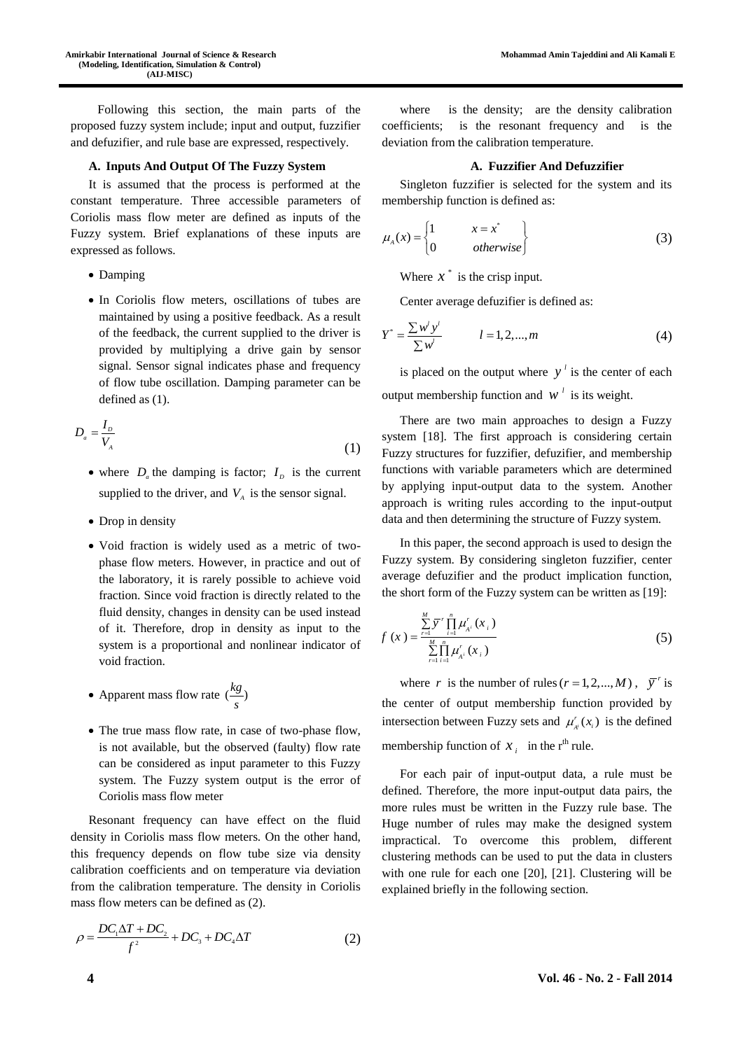Following this section, the main parts of the proposed fuzzy system include; input and output, fuzzifier and defuzzifier, and rule base are expressed, respectively.

### A. Inputs And Output Of The Fuzzy System

It is assumed that the process is performed at the constant temperature. Three accessible parameters of Coriolis mass flow meter are defined as inputs of the Fuzzy system. Brief explanations of these inputs are expressed as follows.

- Damping
- In Coriolis flow meters, oscillations of tubes are maintained by using a positive feedback. As a result of the feedback, the current supplied to the driver is provided by multiplying a drive gain by sensor signal. Sensor signal indicates phase and frequency of flow tube oscillation. Damping parameter can be defined as (1).

$$D_a = \frac{I_D}{V_A} \tag{1}$$

- where $D_a$ the damping is factor; $I_D$ is the current supplied to the driver, and $V_A$ is the sensor signal.
- Drop in density
- Void fraction is widely used as a metric of two-phase flow meters. However, in practice and out of the laboratory, it is rarely possible to achieve void fraction. Since void fraction is directly related to the fluid density, changes in density can be used instead of it. Therefore, drop in density as input to the system is a proportional and nonlinear indicator of void fraction.
- Apparent mass flow rate $(\frac{kg}{s})$
- The true mass flow rate, in case of two-phase flow, is not available, but the observed (faulty) flow rate can be considered as input parameter to this Fuzzy system. The Fuzzy system output is the error of Coriolis mass flow meter

Resonant frequency can have effect on the fluid density in Coriolis mass flow meters. On the other hand, this frequency depends on flow tube size via density calibration coefficients and on temperature via deviation from the calibration temperature. The density in Coriolis mass flow meters can be defined as (2).

$$\rho = \frac{DC_1 \Delta T + DC_2}{f^2} + DC_3 + DC_4 \Delta T \tag{2}$$

where is the density; are the density calibration coefficients; is the resonant frequency and is the deviation from the calibration temperature.

### A. Fuzzifier And Defuzzifier

Singleton fuzzifier is selected for the system and its membership function is defined as:

$$\mu_A(x) = \begin{cases} 1 & x = x^* \\ 0 & otherwise \end{cases} \tag{3}$$

Where $x^*$ is the crisp input.

Center average defuzzifier is defined as:

$$Y^* = \frac{\sum w^l y^l}{\sum w^l} \qquad l = 1,2,...,m \tag{4}$$

is placed on the output where $y^l$ is the center of each output membership function and $w^l$ is its weight.

There are two main approaches to design a Fuzzy system [18]. The first approach is considering certain Fuzzy structures for fuzzifier, defuzzifier, and membership functions with variable parameters which are determined by applying input-output data to the system. Another approach is writing rules according to the input-output data and then determining the structure of Fuzzy system.

In this paper, the second approach is used to design the Fuzzy system. By considering singleton fuzzifier, center average defuzzifier and the product implication function, the short form of the Fuzzy system can be written as [19]:

$$f(x) = \frac{\sum_{r=1}^{M} \bar{y}^r \prod_{i=1}^{n} \mu_{A^i}^r (x_i)}{\sum_{r=1}^{M} \prod_{i=1}^{n} \mu_{A^i}^r (x_i)} \tag{5}$$

where $r$ is the number of rules $(r = 1,2,...,M)$, $\bar{y}^r$ is the center of output membership function provided by intersection between Fuzzy sets and $\mu_{A^i}^r(x_i)$ is the defined membership function of $x_i$ in the r[th] rule.

For each pair of input-output data, a rule must be defined. Therefore, the more input-output data pairs, the more rules must be written in the Fuzzy rule base. The Huge number of rules may make the designed system impractical. To overcome this problem, different clustering methods can be used to put the data in clusters with one rule for each one [20], [21]. Clustering will be explained briefly in the following section.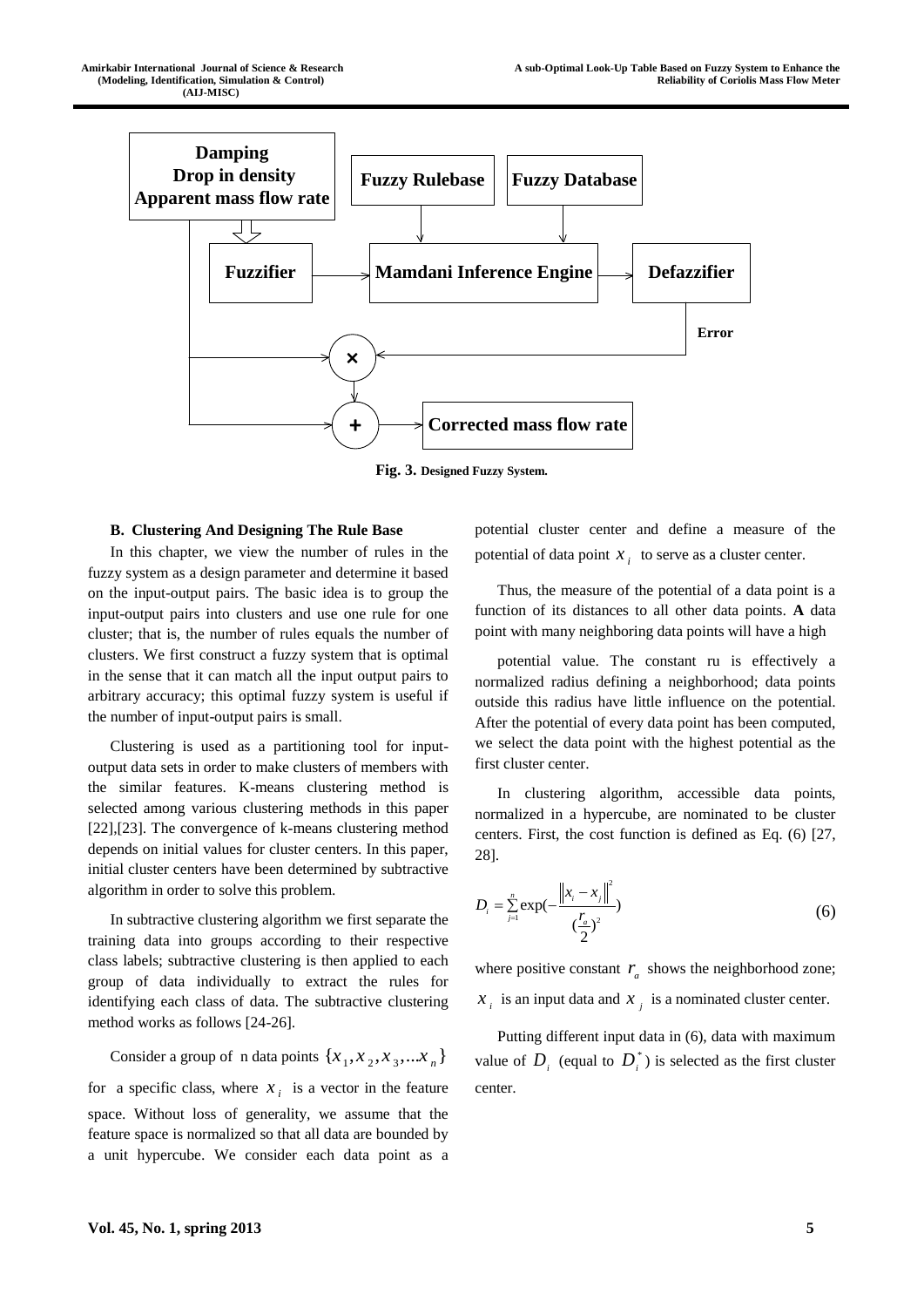Fig. 3. Designed Fuzzy System.

### B. Clustering And Designing The Rule Base

In this chapter, we view the number of rules in the fuzzy system as a design parameter and determine it based on the input-output pairs. The basic idea is to group the input-output pairs into clusters and use one rule for one cluster; that is, the number of rules equals the number of clusters. We first construct a fuzzy system that is optimal in the sense that it can match all the input output pairs to arbitrary accuracy; this optimal fuzzy system is useful if the number of input-output pairs is small.

Clustering is used as a partitioning tool for input-output data sets in order to make clusters of members with the similar features. K-means clustering method is selected among various clustering methods in this paper [22],[23]. The convergence of k-means clustering method depends on initial values for cluster centers. In this paper, initial cluster centers have been determined by subtractive algorithm in order to solve this problem.

In subtractive clustering algorithm we first separate the training data into groups according to their respective class labels; subtractive clustering is then applied to each group of data individually to extract the rules for identifying each class of data. The subtractive clustering method works as follows [24-26].

Consider a group of n data points $\{x_1, x_2, x_3, ...x_n\}$ for a specific class, where $x_i$ is a vector in the feature space. Without loss of generality, we assume that the feature space is normalized so that all data are bounded by a unit hypercube. We consider each data point as a potential cluster center and define a measure of the potential of data point $x_i$ to serve as a cluster center.

Thus, the measure of the potential of a data point is a function of its distances to all other data points. **A** data point with many neighboring data points will have a high

potential value. The constant ru is effectively a normalized radius defining a neighborhood; data points outside this radius have little influence on the potential. After the potential of every data point has been computed, we select the data point with the highest potential as the first cluster center.

In clustering algorithm, accessible data points, normalized in a hypercube, are nominated to be cluster centers. First, the cost function is defined as Eq. (6) [27, 28].

$$D_i = \sum_{j=1}^{n} \exp\left(-\frac{\left\|x_i - x_j\right\|^2}{\left(\frac{r_a}{2}\right)^2}\right) \tag{6}$$

where positive constant $r_a$ shows the neighborhood zone; $x_i$ is an input data and $x_j$ is a nominated cluster center.

Putting different input data in (6), data with maximum value of $D_i$ (equal to $D_i^*$) is selected as the first cluster center.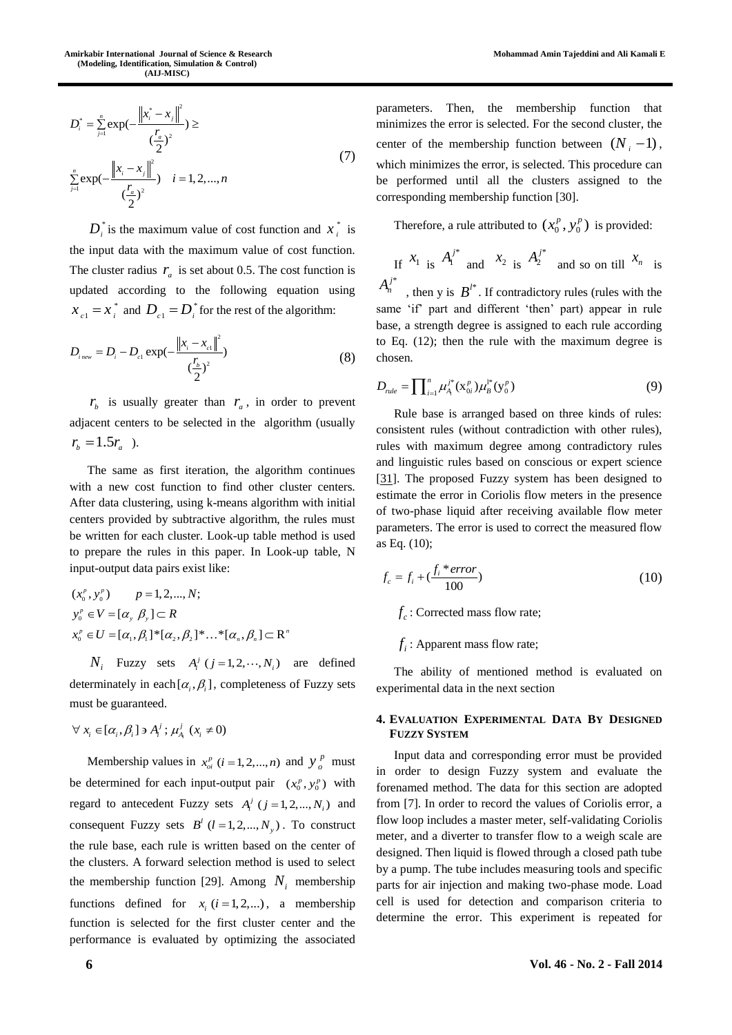$$D_i^* = \sum_{j=1}^{n} \exp(-\frac{\left\| x_i^* - x_j \right\|^2}{(\frac{r_a}{2})^2}) \geq$$
$$\sum_{j=1}^{n} \exp(-\frac{\left\| x_i - x_j \right\|^2}{(\frac{r_a}{2})^2}) \quad i = 1,2,...,n \tag{7}$$

$D_i^*$ is the maximum value of cost function and $x_i^*$ is the input data with the maximum value of cost function. The cluster radius $r_a$ is set about 0.5. The cost function is updated according to the following equation using $x_{c1} = x_i^*$ and $D_{c1} = D_i^*$ for the rest of the algorithm:

$$D_{i\,new} = D_i - D_{c1} \exp(-\frac{\left\| x_i - x_{c1} \right\|^2}{(\frac{r_b}{2})^2}) \tag{8}$$

$r_b$ is usually greater than $r_a$, in order to prevent adjacent centers to be selected in the algorithm (usually $r_b = 1.5 r_a$ ).

The same as first iteration, the algorithm continues with a new cost function to find other cluster centers. After data clustering, using k-means algorithm with initial centers provided by subtractive algorithm, the rules must be written for each cluster. Look-up table method is used to prepare the rules in this paper. In Look-up table, N input-output data pairs exist like:

$$(x_0^p, y_0^p) \qquad p = 1,2,...,N;$$
$$y_0^p \in V = [\alpha_y \ \beta_y] \subset R$$
$$x_0^p \in U = [\alpha_1, \beta_1]*[\alpha_2, \beta_2]*\ldots*[\alpha_n, \beta_n] \subset \mathrm{R}^n$$

$N_i$ Fuzzy sets $A_i^j$ $(j = 1,2,\cdots,N_i)$ are defined determinately in each $[\alpha_i, \beta_i]$, completeness of Fuzzy sets must be guaranteed.

$$\forall\, x_i \in [\alpha_i, \beta_i] \ni A_i^j\,;\, \mu_{A_i}^j\ (x_i \neq 0)$$

Membership values in $x_{oi}^p$ $(i = 1,2,...,n)$ and $y_o^p$ must be determined for each input-output pair $(x_0^p, y_0^p)$ with regard to antecedent Fuzzy sets $A_i^j$ $(j = 1,2,...,N_i)$ and consequent Fuzzy sets $B^l$ $(l = 1,2,...,N_y)$. To construct the rule base, each rule is written based on the center of the clusters. A forward selection method is used to select the membership function [29]. Among $N_i$ membership functions defined for $x_i$ $(i = 1,2,...)$, a membership function is selected for the first cluster center and the performance is evaluated by optimizing the associated parameters. Then, the membership function that minimizes the error is selected. For the second cluster, the center of the membership function between $(N_i - 1)$, which minimizes the error, is selected. This procedure can be performed until all the clusters assigned to the corresponding membership function [30].

Therefore, a rule attributed to $(x_0^p, y_0^p)$ is provided:

If $x_1$ is $A_1^{j*}$ and $x_2$ is $A_2^{j*}$ and so on till $x_n$ is $A_n^{j*}$, then y is $B^{l*}$. If contradictory rules (rules with the same 'if' part and different 'then' part) appear in rule base, a strength degree is assigned to each rule according to Eq. (12); then the rule with the maximum degree is chosen.

$$D_{rule} = \prod_{i=1}^{n} \mu_{A_i}^{j*}(\mathrm{x}_{0i}^p)\mu_B^{l*}(\mathrm{y}_0^p) \tag{9}$$

Rule base is arranged based on three kinds of rules: consistent rules (without contradiction with other rules), rules with maximum degree among contradictory rules and linguistic rules based on conscious or expert science [31]. The proposed Fuzzy system has been designed to estimate the error in Coriolis flow meters in the presence of two-phase liquid after receiving available flow meter parameters. The error is used to correct the measured flow as Eq. (10);

$$f_c = f_i + (\frac{f_i * error}{100}) \tag{10}$$

$f_c$ : Corrected mass flow rate;

$f_i$ : Apparent mass flow rate;

The ability of mentioned method is evaluated on experimental data in the next section

## 4. Evaluation Experimental Data By Designed Fuzzy System

Input data and corresponding error must be provided in order to design Fuzzy system and evaluate the forenamed method. The data for this section are adopted from [7]. In order to record the values of Coriolis error, a flow loop includes a master meter, self-validating Coriolis meter, and a diverter to transfer flow to a weigh scale are designed. Then liquid is flowed through a closed path tube by a pump. The tube includes measuring tools and specific parts for air injection and making two-phase mode. Load cell is used for detection and comparison criteria to determine the error. This experiment is repeated for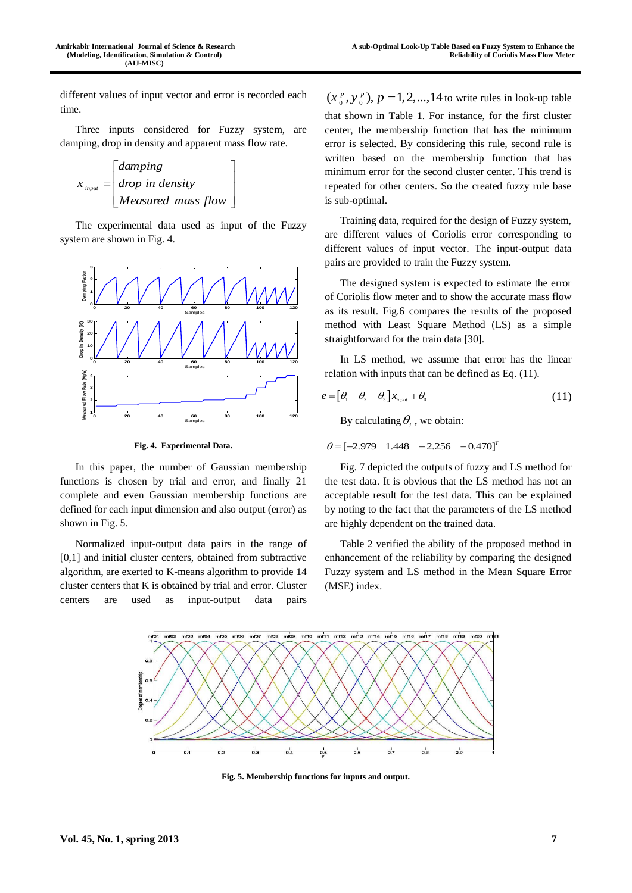different values of input vector and error is recorded each time.

Three inputs considered for Fuzzy system, are damping, drop in density and apparent mass flow rate.

$$x_{input} = \begin{bmatrix} damping \\ drop\ in\ density \\ Measured\ mass\ flow \end{bmatrix}$$

The experimental data used as input of the Fuzzy system are shown in Fig. 4.

**Fig. 4. Experimental Data.**

In this paper, the number of Gaussian membership functions is chosen by trial and error, and finally 21 complete and even Gaussian membership functions are defined for each input dimension and also output (error) as shown in Fig. 5.

Normalized input-output data pairs in the range of [0,1] and initial cluster centers, obtained from subtractive algorithm, are exerted to K-means algorithm to provide 14 cluster centers that K is obtained by trial and error. Cluster centers are used as input-output data pairs $(x_0^p, y_0^p),\ p = 1, 2, ..., 14$ to write rules in look-up table that shown in Table 1. For instance, for the first cluster center, the membership function that has the minimum error is selected. By considering this rule, second rule is written based on the membership function that has minimum error for the second cluster center. This trend is repeated for other centers. So the created fuzzy rule base is sub-optimal.

Training data, required for the design of Fuzzy system, are different values of Coriolis error corresponding to different values of input vector. The input-output data pairs are provided to train the Fuzzy system.

The designed system is expected to estimate the error of Coriolis flow meter and to show the accurate mass flow as its result. Fig.6 compares the results of the proposed method with Least Square Method (LS) as a simple straightforward for the train data [30].

In LS method, we assume that error has the linear relation with inputs that can be defined as Eq. (11).

$$e = \begin{bmatrix} \theta_1 & \theta_2 & \theta_3 \end{bmatrix} x_{input} + \theta_0 \tag{11}$$

By calculating $\theta_i$, we obtain:

$$\theta = [-2.979 \quad 1.448 \quad -2.256 \quad -0.470]^T$$

Fig. 7 depicted the outputs of fuzzy and LS method for the test data. It is obvious that the LS method has not an acceptable result for the test data. This can be explained by noting to the fact that the parameters of the LS method are highly dependent on the trained data.

Table 2 verified the ability of the proposed method in enhancement of the reliability by comparing the designed Fuzzy system and LS method in the Mean Square Error (MSE) index.

**Fig. 5. Membership functions for inputs and output.**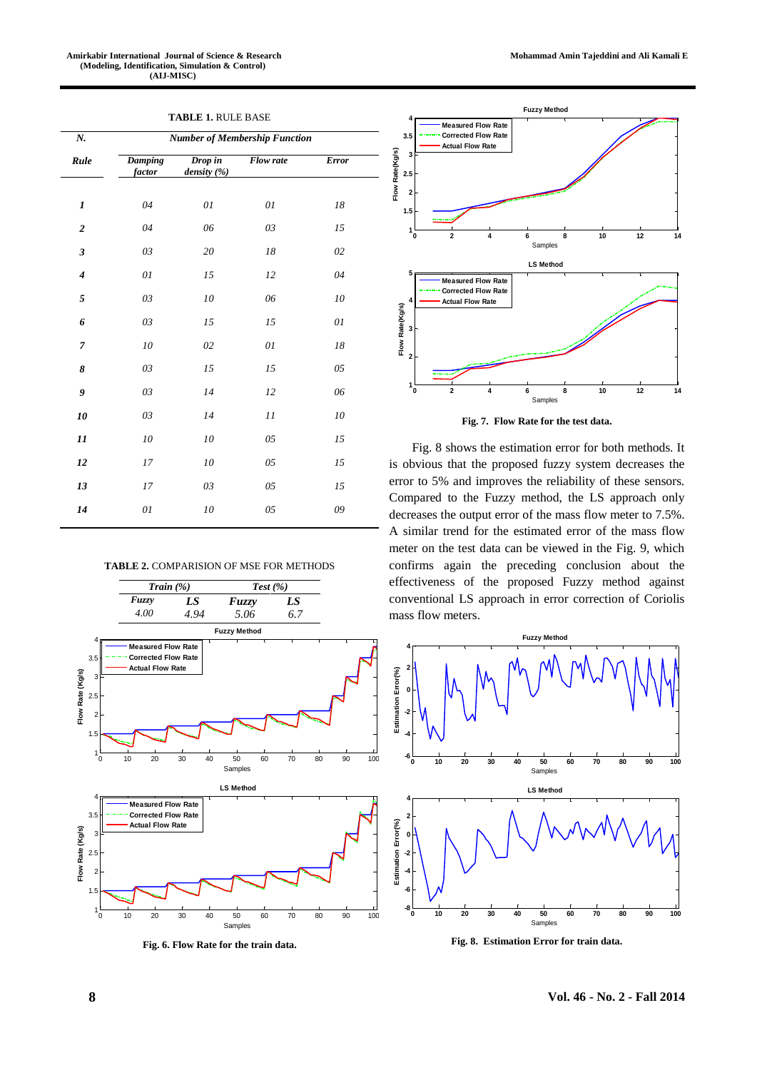**TABLE 1.** RULE BASE

| N. Rule | Damping factor | Drop in density (%) | Flow rate | Error |
|---|---|---|---|---|
| | Number of Membership Function | | | |
| **1** | 04 | 01 | 01 | 18 |
| **2** | 04 | 06 | 03 | 15 |
| **3** | 03 | 20 | 18 | 02 |
| **4** | 01 | 15 | 12 | 04 |
| **5** | 03 | 10 | 06 | 10 |
| **6** | 03 | 15 | 15 | 01 |
| **7** | 10 | 02 | 01 | 18 |
| **8** | 03 | 15 | 15 | 05 |
| **9** | 03 | 14 | 12 | 06 |
| **10** | 03 | 14 | 11 | 10 |
| **11** | 10 | 10 | 05 | 15 |
| **12** | 17 | 10 | 05 | 15 |
| **13** | 17 | 03 | 05 | 15 |
| **14** | 01 | 10 | 05 | 09 |

**TABLE 2.** COMPARISION OF MSE FOR METHODS

| Train (%) | | Test (%) | |
|---|---|---|---|
| Fuzzy | LS | Fuzzy | LS |
| 4.00 | 4.94 | 5.06 | 6.7 |

**Fig. 6. Flow Rate for the train data.**

**Fig. 7. Flow Rate for the test data.**

Fig. 8 shows the estimation error for both methods. It is obvious that the proposed fuzzy system decreases the error to 5% and improves the reliability of these sensors. Compared to the Fuzzy method, the LS approach only decreases the output error of the mass flow meter to 7.5%. A similar trend for the estimated error of the mass flow meter on the test data can be viewed in the Fig. 9, which confirms again the preceding conclusion about the effectiveness of the proposed Fuzzy method against conventional LS approach in error correction of Coriolis mass flow meters.

**Fig. 8. Estimation Error for train data.**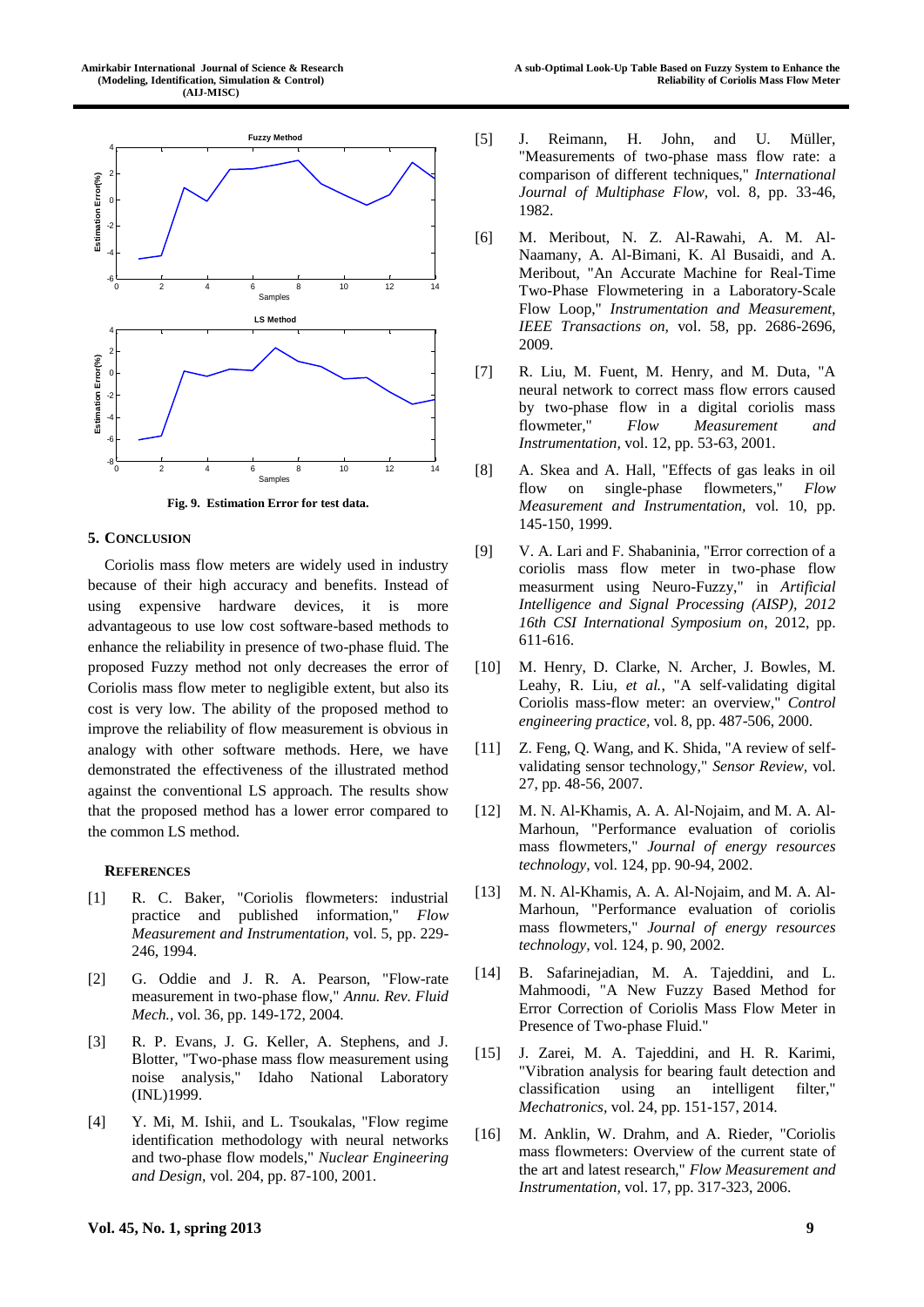Fig. 9. Estimation Error for test data.

## 5. Conclusion

Coriolis mass flow meters are widely used in industry because of their high accuracy and benefits. Instead of using expensive hardware devices, it is more advantageous to use low cost software-based methods to enhance the reliability in presence of two-phase fluid. The proposed Fuzzy method not only decreases the error of Coriolis mass flow meter to negligible extent, but also its cost is very low. The ability of the proposed method to improve the reliability of flow measurement is obvious in analogy with other software methods. Here, we have demonstrated the effectiveness of the illustrated method against the conventional LS approach. The results show that the proposed method has a lower error compared to the common LS method.

### References

[1] R. C. Baker, "Coriolis flowmeters: industrial practice and published information," *Flow Measurement and Instrumentation,* vol. 5, pp. 229-246, 1994.

[2] G. Oddie and J. R. A. Pearson, "Flow-rate measurement in two-phase flow," *Annu. Rev. Fluid Mech.,* vol. 36, pp. 149-172, 2004.

[3] R. P. Evans, J. G. Keller, A. Stephens, and J. Blotter, "Two-phase mass flow measurement using noise analysis," Idaho National Laboratory (INL)1999.

[4] Y. Mi, M. Ishii, and L. Tsoukalas, "Flow regime identification methodology with neural networks and two-phase flow models," *Nuclear Engineering and Design,* vol. 204, pp. 87-100, 2001.

[5] J. Reimann, H. John, and U. Müller, "Measurements of two-phase mass flow rate: a comparison of different techniques," *International Journal of Multiphase Flow,* vol. 8, pp. 33-46, 1982.

[6] M. Meribout, N. Z. Al-Rawahi, A. M. Al-Naamany, A. Al-Bimani, K. Al Busaidi, and A. Meribout, "An Accurate Machine for Real-Time Two-Phase Flowmetering in a Laboratory-Scale Flow Loop," *Instrumentation and Measurement, IEEE Transactions on,* vol. 58, pp. 2686-2696, 2009.

[7] R. Liu, M. Fuent, M. Henry, and M. Duta, "A neural network to correct mass flow errors caused by two-phase flow in a digital coriolis mass flowmeter," *Flow Measurement and Instrumentation,* vol. 12, pp. 53-63, 2001.

[8] A. Skea and A. Hall, "Effects of gas leaks in oil flow on single-phase flowmeters," *Flow Measurement and Instrumentation,* vol. 10, pp. 145-150, 1999.

[9] V. A. Lari and F. Shabaninia, "Error correction of a coriolis mass flow meter in two-phase flow measurment using Neuro-Fuzzy," in *Artificial Intelligence and Signal Processing (AISP), 2012 16th CSI International Symposium on*, 2012, pp. 611-616.

[10] M. Henry, D. Clarke, N. Archer, J. Bowles, M. Leahy, R. Liu, *et al.*, "A self-validating digital Coriolis mass-flow meter: an overview," *Control engineering practice,* vol. 8, pp. 487-506, 2000.

[11] Z. Feng, Q. Wang, and K. Shida, "A review of self-validating sensor technology," *Sensor Review,* vol. 27, pp. 48-56, 2007.

[12] M. N. Al-Khamis, A. A. Al-Nojaim, and M. A. Al-Marhoun, "Performance evaluation of coriolis mass flowmeters," *Journal of energy resources technology,* vol. 124, pp. 90-94, 2002.

[13] M. N. Al-Khamis, A. A. Al-Nojaim, and M. A. Al-Marhoun, "Performance evaluation of coriolis mass flowmeters," *Journal of energy resources technology,* vol. 124, p. 90, 2002.

[14] B. Safarinejadian, M. A. Tajeddini, and L. Mahmoodi, "A New Fuzzy Based Method for Error Correction of Coriolis Mass Flow Meter in Presence of Two-phase Fluid."

[15] J. Zarei, M. A. Tajeddini, and H. R. Karimi, "Vibration analysis for bearing fault detection and classification using an intelligent filter," *Mechatronics,* vol. 24, pp. 151-157, 2014.

[16] M. Anklin, W. Drahm, and A. Rieder, "Coriolis mass flowmeters: Overview of the current state of the art and latest research," *Flow Measurement and Instrumentation,* vol. 17, pp. 317-323, 2006.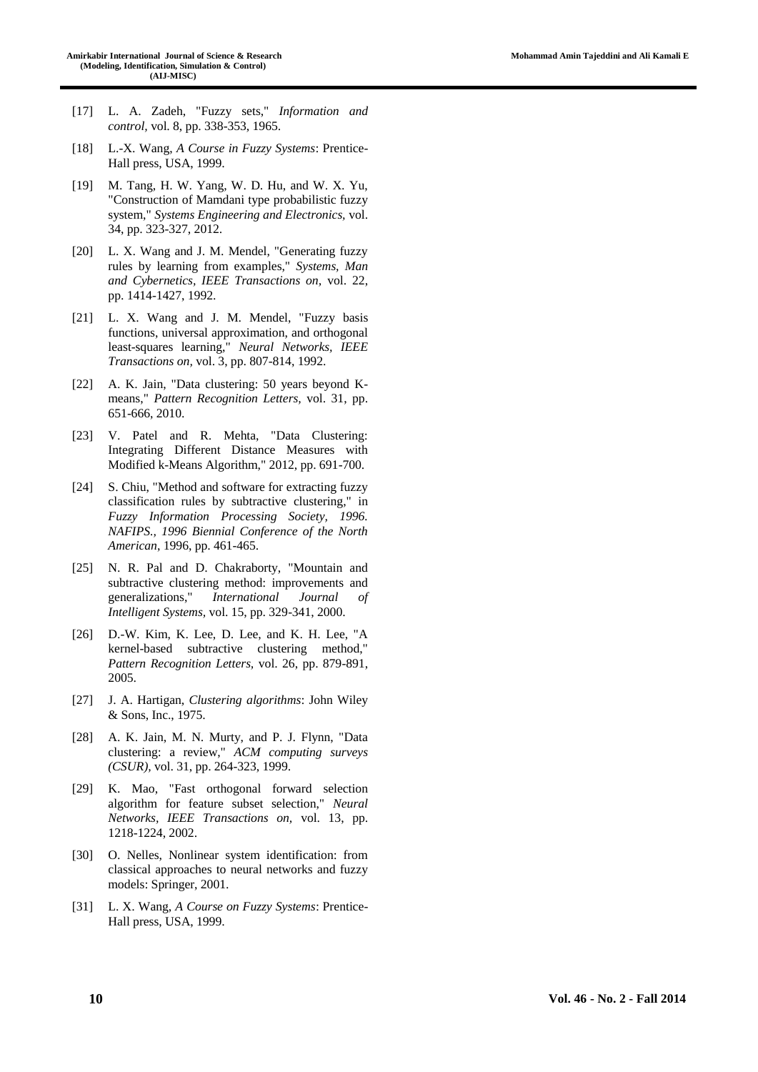[17] L. A. Zadeh, "Fuzzy sets," *Information and control*, vol. 8, pp. 338-353, 1965.

[18] L.-X. Wang, *A Course in Fuzzy Systems*: Prentice-Hall press, USA, 1999.

[19] M. Tang, H. W. Yang, W. D. Hu, and W. X. Yu, "Construction of Mamdani type probabilistic fuzzy system," *Systems Engineering and Electronics*, vol. 34, pp. 323-327, 2012.

[20] L. X. Wang and J. M. Mendel, "Generating fuzzy rules by learning from examples," *Systems, Man and Cybernetics, IEEE Transactions on*, vol. 22, pp. 1414-1427, 1992.

[21] L. X. Wang and J. M. Mendel, "Fuzzy basis functions, universal approximation, and orthogonal least-squares learning," *Neural Networks, IEEE Transactions on*, vol. 3, pp. 807-814, 1992.

[22] A. K. Jain, "Data clustering: 50 years beyond K-means," *Pattern Recognition Letters*, vol. 31, pp. 651-666, 2010.

[23] V. Patel and R. Mehta, "Data Clustering: Integrating Different Distance Measures with Modified k-Means Algorithm," 2012, pp. 691-700.

[24] S. Chiu, "Method and software for extracting fuzzy classification rules by subtractive clustering," in *Fuzzy Information Processing Society, 1996. NAFIPS., 1996 Biennial Conference of the North American*, 1996, pp. 461-465.

[25] N. R. Pal and D. Chakraborty, "Mountain and subtractive clustering method: improvements and generalizations," *International Journal of Intelligent Systems*, vol. 15, pp. 329-341, 2000.

[26] D.-W. Kim, K. Lee, D. Lee, and K. H. Lee, "A kernel-based subtractive clustering method," *Pattern Recognition Letters*, vol. 26, pp. 879-891, 2005.

[27] J. A. Hartigan, *Clustering algorithms*: John Wiley & Sons, Inc., 1975.

[28] A. K. Jain, M. N. Murty, and P. J. Flynn, "Data clustering: a review," *ACM computing surveys (CSUR)*, vol. 31, pp. 264-323, 1999.

[29] K. Mao, "Fast orthogonal forward selection algorithm for feature subset selection," *Neural Networks, IEEE Transactions on*, vol. 13, pp. 1218-1224, 2002.

[30] O. Nelles, Nonlinear system identification: from classical approaches to neural networks and fuzzy models: Springer, 2001.

[31] L. X. Wang, *A Course on Fuzzy Systems*: Prentice-Hall press, USA, 1999.